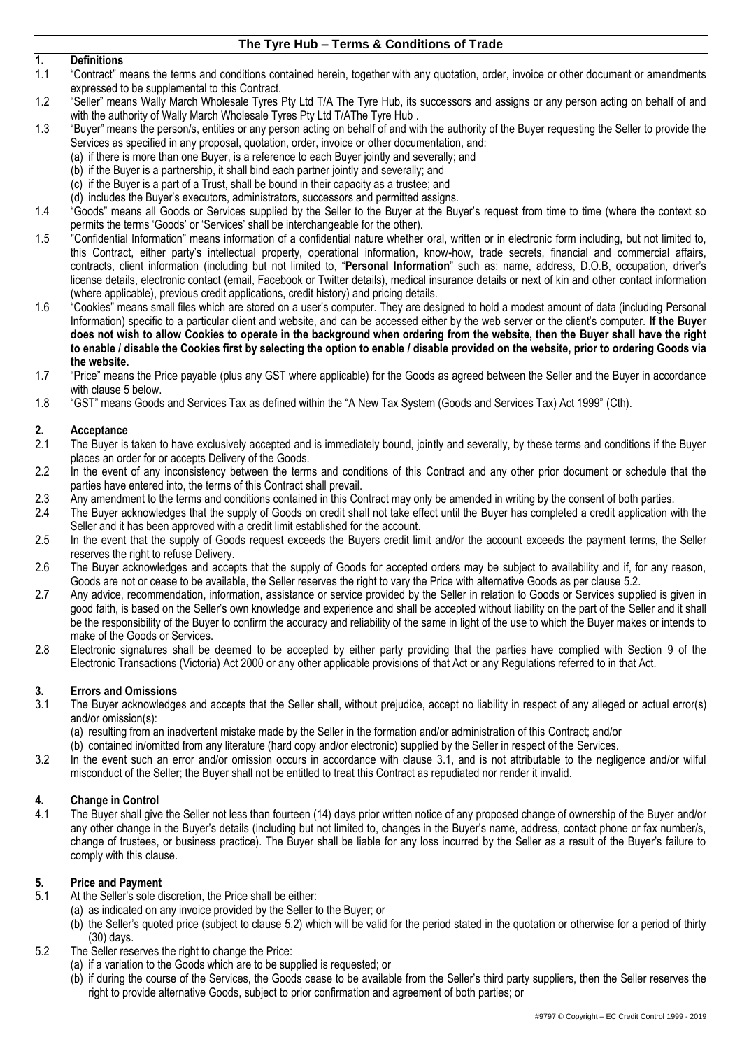# The Tyre Hub – Terms & Conditions of Trade

## 1. Definitions

1.1 "Contract" means the terms and conditions contained herein, together with any quotation, order, invoice or other document or amendments expressed to be supplemental to this Contract.

1.2 "Seller" means Wally March Wholesale Tyres Pty Ltd T/A The Tyre Hub, its successors and assigns or any person acting on behalf of and with the authority of Wally March Wholesale Tyres Pty Ltd T/AThe Tyre Hub .

1.3 "Buyer" means the person/s, entities or any person acting on behalf of and with the authority of the Buyer requesting the Seller to provide the Services as specified in any proposal, quotation, order, invoice or other documentation, and:
(a) if there is more than one Buyer, is a reference to each Buyer jointly and severally; and
(b) if the Buyer is a partnership, it shall bind each partner jointly and severally; and
(c) if the Buyer is a part of a Trust, shall be bound in their capacity as a trustee; and
(d) includes the Buyer's executors, administrators, successors and permitted assigns.

1.4 "Goods" means all Goods or Services supplied by the Seller to the Buyer at the Buyer's request from time to time (where the context so permits the terms 'Goods' or 'Services' shall be interchangeable for the other).

1.5 "Confidential Information" means information of a confidential nature whether oral, written or in electronic form including, but not limited to, this Contract, either party's intellectual property, operational information, know-how, trade secrets, financial and commercial affairs, contracts, client information (including but not limited to, "**Personal Information**" such as: name, address, D.O.B, occupation, driver's license details, electronic contact (email, Facebook or Twitter details), medical insurance details or next of kin and other contact information (where applicable), previous credit applications, credit history) and pricing details.

1.6 "Cookies" means small files which are stored on a user's computer. They are designed to hold a modest amount of data (including Personal Information) specific to a particular client and website, and can be accessed either by the web server or the client's computer. **If the Buyer does not wish to allow Cookies to operate in the background when ordering from the website, then the Buyer shall have the right to enable / disable the Cookies first by selecting the option to enable / disable provided on the website, prior to ordering Goods via the website.**

1.7 "Price" means the Price payable (plus any GST where applicable) for the Goods as agreed between the Seller and the Buyer in accordance with clause 5 below.

1.8 "GST" means Goods and Services Tax as defined within the "A New Tax System (Goods and Services Tax) Act 1999" (Cth).

## 2. Acceptance

2.1 The Buyer is taken to have exclusively accepted and is immediately bound, jointly and severally, by these terms and conditions if the Buyer places an order for or accepts Delivery of the Goods.

2.2 In the event of any inconsistency between the terms and conditions of this Contract and any other prior document or schedule that the parties have entered into, the terms of this Contract shall prevail.

2.3 Any amendment to the terms and conditions contained in this Contract may only be amended in writing by the consent of both parties.

2.4 The Buyer acknowledges that the supply of Goods on credit shall not take effect until the Buyer has completed a credit application with the Seller and it has been approved with a credit limit established for the account.

2.5 In the event that the supply of Goods request exceeds the Buyers credit limit and/or the account exceeds the payment terms, the Seller reserves the right to refuse Delivery.

2.6 The Buyer acknowledges and accepts that the supply of Goods for accepted orders may be subject to availability and if, for any reason, Goods are not or cease to be available, the Seller reserves the right to vary the Price with alternative Goods as per clause 5.2.

2.7 Any advice, recommendation, information, assistance or service provided by the Seller in relation to Goods or Services supplied is given in good faith, is based on the Seller's own knowledge and experience and shall be accepted without liability on the part of the Seller and it shall be the responsibility of the Buyer to confirm the accuracy and reliability of the same in light of the use to which the Buyer makes or intends to make of the Goods or Services.

2.8 Electronic signatures shall be deemed to be accepted by either party providing that the parties have complied with Section 9 of the Electronic Transactions (Victoria) Act 2000 or any other applicable provisions of that Act or any Regulations referred to in that Act.

## 3. Errors and Omissions

3.1 The Buyer acknowledges and accepts that the Seller shall, without prejudice, accept no liability in respect of any alleged or actual error(s) and/or omission(s):
(a) resulting from an inadvertent mistake made by the Seller in the formation and/or administration of this Contract; and/or
(b) contained in/omitted from any literature (hard copy and/or electronic) supplied by the Seller in respect of the Services.

3.2 In the event such an error and/or omission occurs in accordance with clause 3.1, and is not attributable to the negligence and/or wilful misconduct of the Seller; the Buyer shall not be entitled to treat this Contract as repudiated nor render it invalid.

## 4. Change in Control

4.1 The Buyer shall give the Seller not less than fourteen (14) days prior written notice of any proposed change of ownership of the Buyer and/or any other change in the Buyer's details (including but not limited to, changes in the Buyer's name, address, contact phone or fax number/s, change of trustees, or business practice). The Buyer shall be liable for any loss incurred by the Seller as a result of the Buyer's failure to comply with this clause.

## 5. Price and Payment

5.1 At the Seller's sole discretion, the Price shall be either:
(a) as indicated on any invoice provided by the Seller to the Buyer; or
(b) the Seller's quoted price (subject to clause 5.2) which will be valid for the period stated in the quotation or otherwise for a period of thirty (30) days.

5.2 The Seller reserves the right to change the Price:
(a) if a variation to the Goods which are to be supplied is requested; or
(b) if during the course of the Services, the Goods cease to be available from the Seller's third party suppliers, then the Seller reserves the right to provide alternative Goods, subject to prior confirmation and agreement of both parties; or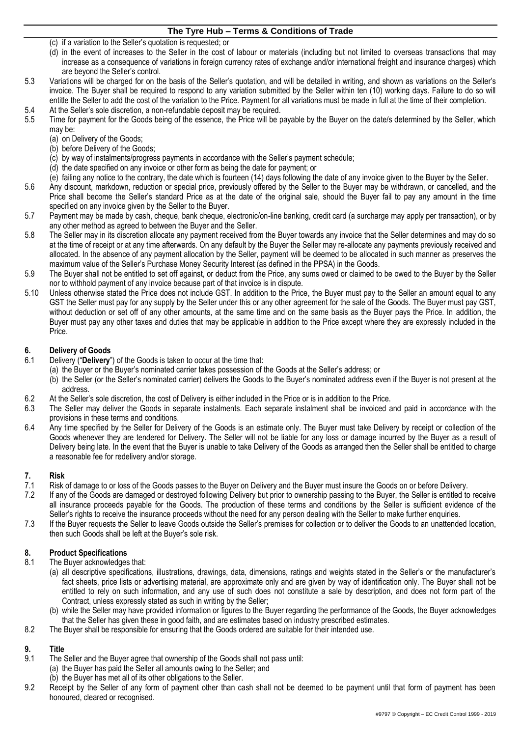(c) if a variation to the Seller's quotation is requested; or

(d) in the event of increases to the Seller in the cost of labour or materials (including but not limited to overseas transactions that may increase as a consequence of variations in foreign currency rates of exchange and/or international freight and insurance charges) which are beyond the Seller's control.

5.3 Variations will be charged for on the basis of the Seller's quotation, and will be detailed in writing, and shown as variations on the Seller's invoice. The Buyer shall be required to respond to any variation submitted by the Seller within ten (10) working days. Failure to do so will entitle the Seller to add the cost of the variation to the Price. Payment for all variations must be made in full at the time of their completion.

5.4 At the Seller's sole discretion, a non-refundable deposit may be required.

5.5 Time for payment for the Goods being of the essence, the Price will be payable by the Buyer on the date/s determined by the Seller, which may be:

(a) on Delivery of the Goods;

(b) before Delivery of the Goods;

(c) by way of instalments/progress payments in accordance with the Seller's payment schedule;

(d) the date specified on any invoice or other form as being the date for payment; or

(e) failing any notice to the contrary, the date which is fourteen (14) days following the date of any invoice given to the Buyer by the Seller.

5.6 Any discount, markdown, reduction or special price, previously offered by the Seller to the Buyer may be withdrawn, or cancelled, and the Price shall become the Seller's standard Price as at the date of the original sale, should the Buyer fail to pay any amount in the time specified on any invoice given by the Seller to the Buyer.

5.7 Payment may be made by cash, cheque, bank cheque, electronic/on-line banking, credit card (a surcharge may apply per transaction), or by any other method as agreed to between the Buyer and the Seller.

5.8 The Seller may in its discretion allocate any payment received from the Buyer towards any invoice that the Seller determines and may do so at the time of receipt or at any time afterwards. On any default by the Buyer the Seller may re-allocate any payments previously received and allocated. In the absence of any payment allocation by the Seller, payment will be deemed to be allocated in such manner as preserves the maximum value of the Seller's Purchase Money Security Interest (as defined in the PPSA) in the Goods.

5.9 The Buyer shall not be entitled to set off against, or deduct from the Price, any sums owed or claimed to be owed to the Buyer by the Seller nor to withhold payment of any invoice because part of that invoice is in dispute.

5.10 Unless otherwise stated the Price does not include GST. In addition to the Price, the Buyer must pay to the Seller an amount equal to any GST the Seller must pay for any supply by the Seller under this or any other agreement for the sale of the Goods. The Buyer must pay GST, without deduction or set off of any other amounts, at the same time and on the same basis as the Buyer pays the Price. In addition, the Buyer must pay any other taxes and duties that may be applicable in addition to the Price except where they are expressly included in the Price.

## 6. Delivery of Goods

6.1 Delivery ("**Delivery**") of the Goods is taken to occur at the time that:

(a) the Buyer or the Buyer's nominated carrier takes possession of the Goods at the Seller's address; or

(b) the Seller (or the Seller's nominated carrier) delivers the Goods to the Buyer's nominated address even if the Buyer is not present at the address.

6.2 At the Seller's sole discretion, the cost of Delivery is either included in the Price or is in addition to the Price.

6.3 The Seller may deliver the Goods in separate instalments. Each separate instalment shall be invoiced and paid in accordance with the provisions in these terms and conditions.

6.4 Any time specified by the Seller for Delivery of the Goods is an estimate only. The Buyer must take Delivery by receipt or collection of the Goods whenever they are tendered for Delivery. The Seller will not be liable for any loss or damage incurred by the Buyer as a result of Delivery being late. In the event that the Buyer is unable to take Delivery of the Goods as arranged then the Seller shall be entitled to charge a reasonable fee for redelivery and/or storage.

## 7. Risk

7.1 Risk of damage to or loss of the Goods passes to the Buyer on Delivery and the Buyer must insure the Goods on or before Delivery.

7.2 If any of the Goods are damaged or destroyed following Delivery but prior to ownership passing to the Buyer, the Seller is entitled to receive all insurance proceeds payable for the Goods. The production of these terms and conditions by the Seller is sufficient evidence of the Seller's rights to receive the insurance proceeds without the need for any person dealing with the Seller to make further enquiries.

7.3 If the Buyer requests the Seller to leave Goods outside the Seller's premises for collection or to deliver the Goods to an unattended location, then such Goods shall be left at the Buyer's sole risk.

## 8. Product Specifications

8.1 The Buyer acknowledges that:

(a) all descriptive specifications, illustrations, drawings, data, dimensions, ratings and weights stated in the Seller's or the manufacturer's fact sheets, price lists or advertising material, are approximate only and are given by way of identification only. The Buyer shall not be entitled to rely on such information, and any use of such does not constitute a sale by description, and does not form part of the Contract, unless expressly stated as such in writing by the Seller;

(b) while the Seller may have provided information or figures to the Buyer regarding the performance of the Goods, the Buyer acknowledges that the Seller has given these in good faith, and are estimates based on industry prescribed estimates.

8.2 The Buyer shall be responsible for ensuring that the Goods ordered are suitable for their intended use.

## 9. Title

9.1 The Seller and the Buyer agree that ownership of the Goods shall not pass until:

(a) the Buyer has paid the Seller all amounts owing to the Seller; and

(b) the Buyer has met all of its other obligations to the Seller.

9.2 Receipt by the Seller of any form of payment other than cash shall not be deemed to be payment until that form of payment has been honoured, cleared or recognised.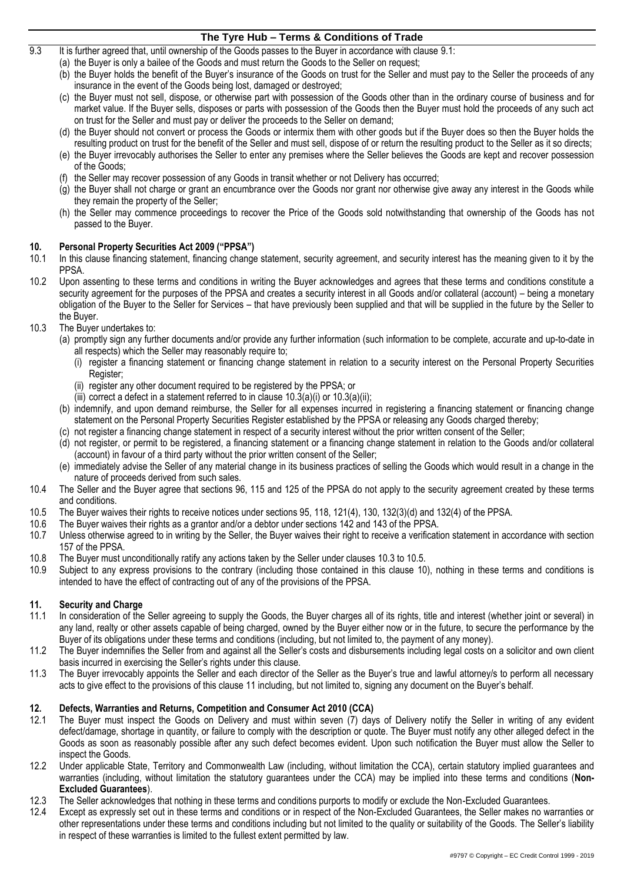9.3 It is further agreed that, until ownership of the Goods passes to the Buyer in accordance with clause 9.1:

(a) the Buyer is only a bailee of the Goods and must return the Goods to the Seller on request;

(b) the Buyer holds the benefit of the Buyer's insurance of the Goods on trust for the Seller and must pay to the Seller the proceeds of any insurance in the event of the Goods being lost, damaged or destroyed;

(c) the Buyer must not sell, dispose, or otherwise part with possession of the Goods other than in the ordinary course of business and for market value. If the Buyer sells, disposes or parts with possession of the Goods then the Buyer must hold the proceeds of any such act on trust for the Seller and must pay or deliver the proceeds to the Seller on demand;

(d) the Buyer should not convert or process the Goods or intermix them with other goods but if the Buyer does so then the Buyer holds the resulting product on trust for the benefit of the Seller and must sell, dispose of or return the resulting product to the Seller as it so directs;

(e) the Buyer irrevocably authorises the Seller to enter any premises where the Seller believes the Goods are kept and recover possession of the Goods;

(f) the Seller may recover possession of any Goods in transit whether or not Delivery has occurred;

(g) the Buyer shall not charge or grant an encumbrance over the Goods nor grant nor otherwise give away any interest in the Goods while they remain the property of the Seller;

(h) the Seller may commence proceedings to recover the Price of the Goods sold notwithstanding that ownership of the Goods has not passed to the Buyer.

## 10. Personal Property Securities Act 2009 ("PPSA")

10.1 In this clause financing statement, financing change statement, security agreement, and security interest has the meaning given to it by the PPSA.

10.2 Upon assenting to these terms and conditions in writing the Buyer acknowledges and agrees that these terms and conditions constitute a security agreement for the purposes of the PPSA and creates a security interest in all Goods and/or collateral (account) – being a monetary obligation of the Buyer to the Seller for Services – that have previously been supplied and that will be supplied in the future by the Seller to the Buyer.

10.3 The Buyer undertakes to:

(a) promptly sign any further documents and/or provide any further information (such information to be complete, accurate and up-to-date in all respects) which the Seller may reasonably require to;

(i) register a financing statement or financing change statement in relation to a security interest on the Personal Property Securities Register;

(ii) register any other document required to be registered by the PPSA; or

(iii) correct a defect in a statement referred to in clause 10.3(a)(i) or 10.3(a)(ii);

(b) indemnify, and upon demand reimburse, the Seller for all expenses incurred in registering a financing statement or financing change statement on the Personal Property Securities Register established by the PPSA or releasing any Goods charged thereby;

(c) not register a financing change statement in respect of a security interest without the prior written consent of the Seller;

(d) not register, or permit to be registered, a financing statement or a financing change statement in relation to the Goods and/or collateral (account) in favour of a third party without the prior written consent of the Seller;

(e) immediately advise the Seller of any material change in its business practices of selling the Goods which would result in a change in the nature of proceeds derived from such sales.

10.4 The Seller and the Buyer agree that sections 96, 115 and 125 of the PPSA do not apply to the security agreement created by these terms and conditions.

10.5 The Buyer waives their rights to receive notices under sections 95, 118, 121(4), 130, 132(3)(d) and 132(4) of the PPSA.

10.6 The Buyer waives their rights as a grantor and/or a debtor under sections 142 and 143 of the PPSA.

10.7 Unless otherwise agreed to in writing by the Seller, the Buyer waives their right to receive a verification statement in accordance with section 157 of the PPSA.

10.8 The Buyer must unconditionally ratify any actions taken by the Seller under clauses 10.3 to 10.5.

10.9 Subject to any express provisions to the contrary (including those contained in this clause 10), nothing in these terms and conditions is intended to have the effect of contracting out of any of the provisions of the PPSA.

## 11. Security and Charge

11.1 In consideration of the Seller agreeing to supply the Goods, the Buyer charges all of its rights, title and interest (whether joint or several) in any land, realty or other assets capable of being charged, owned by the Buyer either now or in the future, to secure the performance by the Buyer of its obligations under these terms and conditions (including, but not limited to, the payment of any money).

11.2 The Buyer indemnifies the Seller from and against all the Seller's costs and disbursements including legal costs on a solicitor and own client basis incurred in exercising the Seller's rights under this clause.

11.3 The Buyer irrevocably appoints the Seller and each director of the Seller as the Buyer's true and lawful attorney/s to perform all necessary acts to give effect to the provisions of this clause 11 including, but not limited to, signing any document on the Buyer's behalf.

## 12. Defects, Warranties and Returns, Competition and Consumer Act 2010 (CCA)

12.1 The Buyer must inspect the Goods on Delivery and must within seven (7) days of Delivery notify the Seller in writing of any evident defect/damage, shortage in quantity, or failure to comply with the description or quote. The Buyer must notify any other alleged defect in the Goods as soon as reasonably possible after any such defect becomes evident. Upon such notification the Buyer must allow the Seller to inspect the Goods.

12.2 Under applicable State, Territory and Commonwealth Law (including, without limitation the CCA), certain statutory implied guarantees and warranties (including, without limitation the statutory guarantees under the CCA) may be implied into these terms and conditions (**Non-Excluded Guarantees**).

12.3 The Seller acknowledges that nothing in these terms and conditions purports to modify or exclude the Non-Excluded Guarantees.

12.4 Except as expressly set out in these terms and conditions or in respect of the Non-Excluded Guarantees, the Seller makes no warranties or other representations under these terms and conditions including but not limited to the quality or suitability of the Goods. The Seller's liability in respect of these warranties is limited to the fullest extent permitted by law.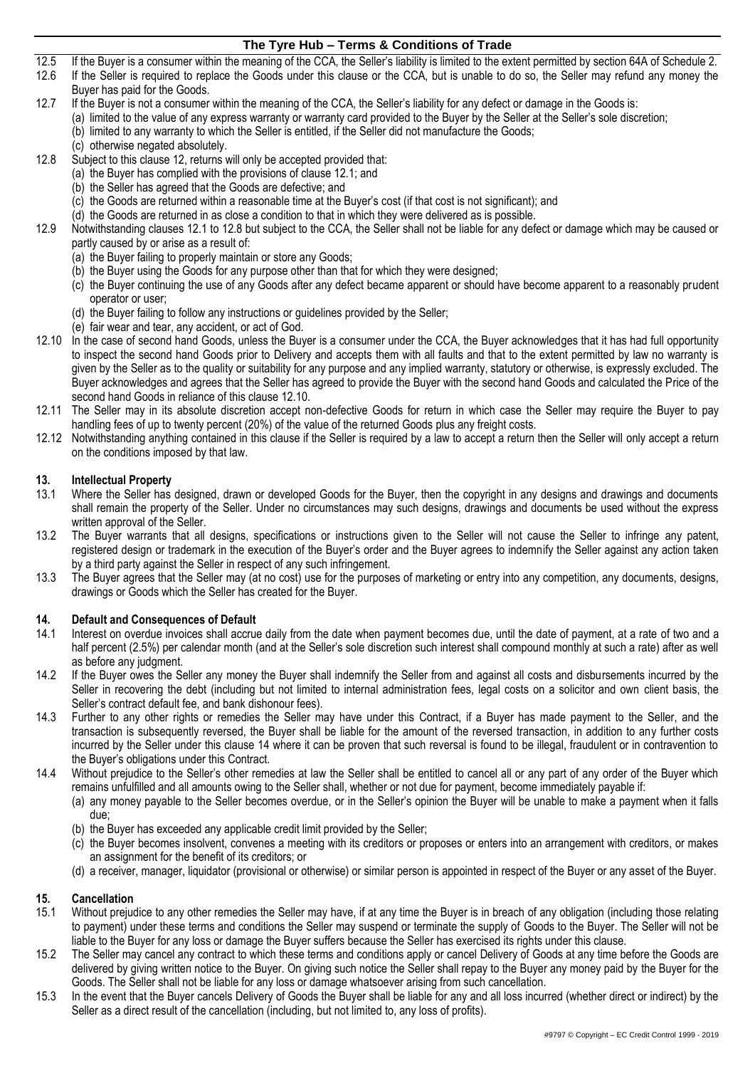12.5 If the Buyer is a consumer within the meaning of the CCA, the Seller's liability is limited to the extent permitted by section 64A of Schedule 2.

12.6 If the Seller is required to replace the Goods under this clause or the CCA, but is unable to do so, the Seller may refund any money the Buyer has paid for the Goods.

12.7 If the Buyer is not a consumer within the meaning of the CCA, the Seller's liability for any defect or damage in the Goods is:
(a) limited to the value of any express warranty or warranty card provided to the Buyer by the Seller at the Seller's sole discretion;
(b) limited to any warranty to which the Seller is entitled, if the Seller did not manufacture the Goods;
(c) otherwise negated absolutely.

12.8 Subject to this clause 12, returns will only be accepted provided that:
(a) the Buyer has complied with the provisions of clause 12.1; and
(b) the Seller has agreed that the Goods are defective; and
(c) the Goods are returned within a reasonable time at the Buyer's cost (if that cost is not significant); and
(d) the Goods are returned in as close a condition to that in which they were delivered as is possible.

12.9 Notwithstanding clauses 12.1 to 12.8 but subject to the CCA, the Seller shall not be liable for any defect or damage which may be caused or partly caused by or arise as a result of:
(a) the Buyer failing to properly maintain or store any Goods;
(b) the Buyer using the Goods for any purpose other than that for which they were designed;
(c) the Buyer continuing the use of any Goods after any defect became apparent or should have become apparent to a reasonably prudent operator or user;
(d) the Buyer failing to follow any instructions or guidelines provided by the Seller;
(e) fair wear and tear, any accident, or act of God.

12.10 In the case of second hand Goods, unless the Buyer is a consumer under the CCA, the Buyer acknowledges that it has had full opportunity to inspect the second hand Goods prior to Delivery and accepts them with all faults and that to the extent permitted by law no warranty is given by the Seller as to the quality or suitability for any purpose and any implied warranty, statutory or otherwise, is expressly excluded. The Buyer acknowledges and agrees that the Seller has agreed to provide the Buyer with the second hand Goods and calculated the Price of the second hand Goods in reliance of this clause 12.10.

12.11 The Seller may in its absolute discretion accept non-defective Goods for return in which case the Seller may require the Buyer to pay handling fees of up to twenty percent (20%) of the value of the returned Goods plus any freight costs.

12.12 Notwithstanding anything contained in this clause if the Seller is required by a law to accept a return then the Seller will only accept a return on the conditions imposed by that law.

## 13. Intellectual Property

13.1 Where the Seller has designed, drawn or developed Goods for the Buyer, then the copyright in any designs and drawings and documents shall remain the property of the Seller. Under no circumstances may such designs, drawings and documents be used without the express written approval of the Seller.

13.2 The Buyer warrants that all designs, specifications or instructions given to the Seller will not cause the Seller to infringe any patent, registered design or trademark in the execution of the Buyer's order and the Buyer agrees to indemnify the Seller against any action taken by a third party against the Seller in respect of any such infringement.

13.3 The Buyer agrees that the Seller may (at no cost) use for the purposes of marketing or entry into any competition, any documents, designs, drawings or Goods which the Seller has created for the Buyer.

## 14. Default and Consequences of Default

14.1 Interest on overdue invoices shall accrue daily from the date when payment becomes due, until the date of payment, at a rate of two and a half percent (2.5%) per calendar month (and at the Seller's sole discretion such interest shall compound monthly at such a rate) after as well as before any judgment.

14.2 If the Buyer owes the Seller any money the Buyer shall indemnify the Seller from and against all costs and disbursements incurred by the Seller in recovering the debt (including but not limited to internal administration fees, legal costs on a solicitor and own client basis, the Seller's contract default fee, and bank dishonour fees).

14.3 Further to any other rights or remedies the Seller may have under this Contract, if a Buyer has made payment to the Seller, and the transaction is subsequently reversed, the Buyer shall be liable for the amount of the reversed transaction, in addition to any further costs incurred by the Seller under this clause 14 where it can be proven that such reversal is found to be illegal, fraudulent or in contravention to the Buyer's obligations under this Contract.

14.4 Without prejudice to the Seller's other remedies at law the Seller shall be entitled to cancel all or any part of any order of the Buyer which remains unfulfilled and all amounts owing to the Seller shall, whether or not due for payment, become immediately payable if:
(a) any money payable to the Seller becomes overdue, or in the Seller's opinion the Buyer will be unable to make a payment when it falls due;
(b) the Buyer has exceeded any applicable credit limit provided by the Seller;
(c) the Buyer becomes insolvent, convenes a meeting with its creditors or proposes or enters into an arrangement with creditors, or makes an assignment for the benefit of its creditors; or
(d) a receiver, manager, liquidator (provisional or otherwise) or similar person is appointed in respect of the Buyer or any asset of the Buyer.

## 15. Cancellation

15.1 Without prejudice to any other remedies the Seller may have, if at any time the Buyer is in breach of any obligation (including those relating to payment) under these terms and conditions the Seller may suspend or terminate the supply of Goods to the Buyer. The Seller will not be liable to the Buyer for any loss or damage the Buyer suffers because the Seller has exercised its rights under this clause.

15.2 The Seller may cancel any contract to which these terms and conditions apply or cancel Delivery of Goods at any time before the Goods are delivered by giving written notice to the Buyer. On giving such notice the Seller shall repay to the Buyer any money paid by the Buyer for the Goods. The Seller shall not be liable for any loss or damage whatsoever arising from such cancellation.

15.3 In the event that the Buyer cancels Delivery of Goods the Buyer shall be liable for any and all loss incurred (whether direct or indirect) by the Seller as a direct result of the cancellation (including, but not limited to, any loss of profits).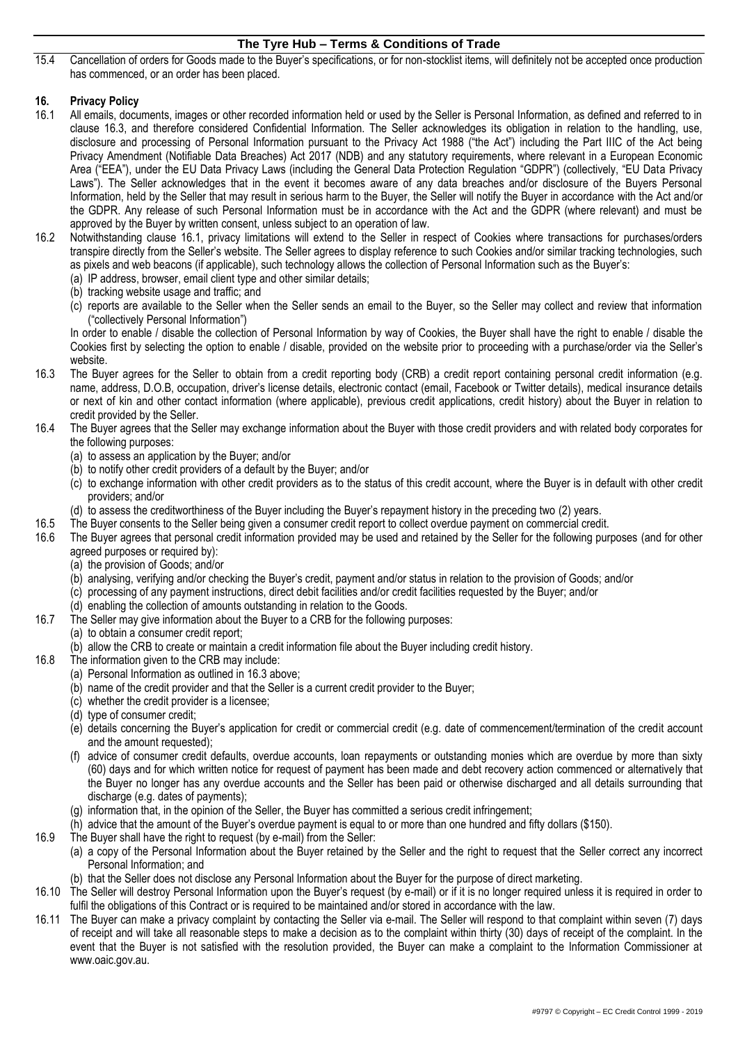15.4 Cancellation of orders for Goods made to the Buyer's specifications, or for non-stocklist items, will definitely not be accepted once production has commenced, or an order has been placed.

## 16. Privacy Policy

16.1 All emails, documents, images or other recorded information held or used by the Seller is Personal Information, as defined and referred to in clause 16.3, and therefore considered Confidential Information. The Seller acknowledges its obligation in relation to the handling, use, disclosure and processing of Personal Information pursuant to the Privacy Act 1988 ("the Act") including the Part IIIC of the Act being Privacy Amendment (Notifiable Data Breaches) Act 2017 (NDB) and any statutory requirements, where relevant in a European Economic Area ("EEA"), under the EU Data Privacy Laws (including the General Data Protection Regulation "GDPR") (collectively, "EU Data Privacy Laws"). The Seller acknowledges that in the event it becomes aware of any data breaches and/or disclosure of the Buyers Personal Information, held by the Seller that may result in serious harm to the Buyer, the Seller will notify the Buyer in accordance with the Act and/or the GDPR. Any release of such Personal Information must be in accordance with the Act and the GDPR (where relevant) and must be approved by the Buyer by written consent, unless subject to an operation of law.

16.2 Notwithstanding clause 16.1, privacy limitations will extend to the Seller in respect of Cookies where transactions for purchases/orders transpire directly from the Seller's website. The Seller agrees to display reference to such Cookies and/or similar tracking technologies, such as pixels and web beacons (if applicable), such technology allows the collection of Personal Information such as the Buyer's:

(a) IP address, browser, email client type and other similar details;
(b) tracking website usage and traffic; and
(c) reports are available to the Seller when the Seller sends an email to the Buyer, so the Seller may collect and review that information ("collectively Personal Information")

In order to enable / disable the collection of Personal Information by way of Cookies, the Buyer shall have the right to enable / disable the Cookies first by selecting the option to enable / disable, provided on the website prior to proceeding with a purchase/order via the Seller's website.

16.3 The Buyer agrees for the Seller to obtain from a credit reporting body (CRB) a credit report containing personal credit information (e.g. name, address, D.O.B, occupation, driver's license details, electronic contact (email, Facebook or Twitter details), medical insurance details or next of kin and other contact information (where applicable), previous credit applications, credit history) about the Buyer in relation to credit provided by the Seller.

16.4 The Buyer agrees that the Seller may exchange information about the Buyer with those credit providers and with related body corporates for the following purposes:

(a) to assess an application by the Buyer; and/or
(b) to notify other credit providers of a default by the Buyer; and/or
(c) to exchange information with other credit providers as to the status of this credit account, where the Buyer is in default with other credit providers; and/or
(d) to assess the creditworthiness of the Buyer including the Buyer's repayment history in the preceding two (2) years.

16.5 The Buyer consents to the Seller being given a consumer credit report to collect overdue payment on commercial credit.

16.6 The Buyer agrees that personal credit information provided may be used and retained by the Seller for the following purposes (and for other agreed purposes or required by):

(a) the provision of Goods; and/or
(b) analysing, verifying and/or checking the Buyer's credit, payment and/or status in relation to the provision of Goods; and/or
(c) processing of any payment instructions, direct debit facilities and/or credit facilities requested by the Buyer; and/or
(d) enabling the collection of amounts outstanding in relation to the Goods.

16.7 The Seller may give information about the Buyer to a CRB for the following purposes:

(a) to obtain a consumer credit report;
(b) allow the CRB to create or maintain a credit information file about the Buyer including credit history.

16.8 The information given to the CRB may include:

(a) Personal Information as outlined in 16.3 above;
(b) name of the credit provider and that the Seller is a current credit provider to the Buyer;
(c) whether the credit provider is a licensee;
(d) type of consumer credit;
(e) details concerning the Buyer's application for credit or commercial credit (e.g. date of commencement/termination of the credit account and the amount requested);
(f) advice of consumer credit defaults, overdue accounts, loan repayments or outstanding monies which are overdue by more than sixty (60) days and for which written notice for request of payment has been made and debt recovery action commenced or alternatively that the Buyer no longer has any overdue accounts and the Seller has been paid or otherwise discharged and all details surrounding that discharge (e.g. dates of payments);
(g) information that, in the opinion of the Seller, the Buyer has committed a serious credit infringement;
(h) advice that the amount of the Buyer's overdue payment is equal to or more than one hundred and fifty dollars ($150).

16.9 The Buyer shall have the right to request (by e-mail) from the Seller:

(a) a copy of the Personal Information about the Buyer retained by the Seller and the right to request that the Seller correct any incorrect Personal Information; and
(b) that the Seller does not disclose any Personal Information about the Buyer for the purpose of direct marketing.

16.10 The Seller will destroy Personal Information upon the Buyer's request (by e-mail) or if it is no longer required unless it is required in order to fulfil the obligations of this Contract or is required to be maintained and/or stored in accordance with the law.

16.11 The Buyer can make a privacy complaint by contacting the Seller via e-mail. The Seller will respond to that complaint within seven (7) days of receipt and will take all reasonable steps to make a decision as to the complaint within thirty (30) days of receipt of the complaint. In the event that the Buyer is not satisfied with the resolution provided, the Buyer can make a complaint to the Information Commissioner at www.oaic.gov.au.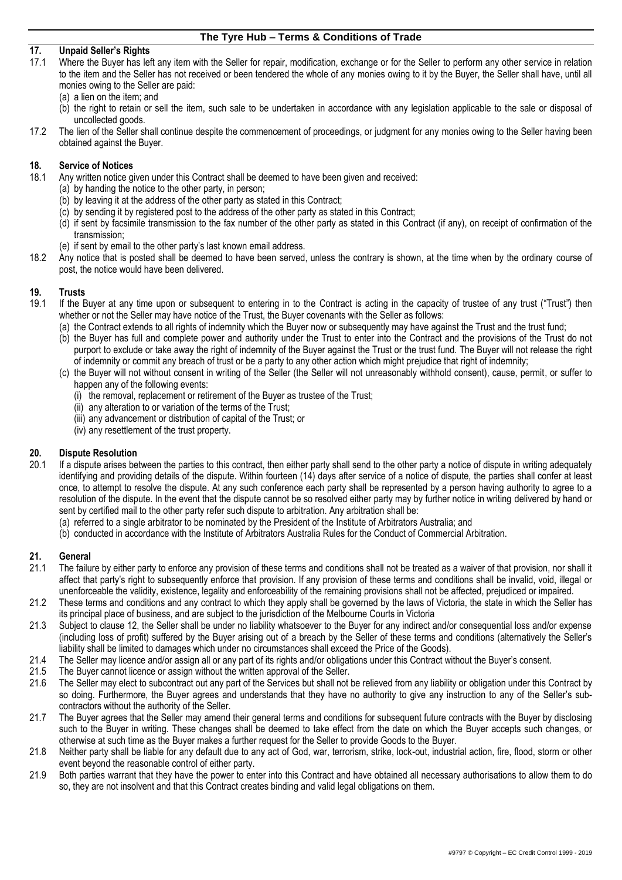## 17. Unpaid Seller's Rights

17.1 Where the Buyer has left any item with the Seller for repair, modification, exchange or for the Seller to perform any other service in relation to the item and the Seller has not received or been tendered the whole of any monies owing to it by the Buyer, the Seller shall have, until all monies owing to the Seller are paid:

(a) a lien on the item; and

(b) the right to retain or sell the item, such sale to be undertaken in accordance with any legislation applicable to the sale or disposal of uncollected goods.

17.2 The lien of the Seller shall continue despite the commencement of proceedings, or judgment for any monies owing to the Seller having been obtained against the Buyer.

## 18. Service of Notices

18.1 Any written notice given under this Contract shall be deemed to have been given and received:

(a) by handing the notice to the other party, in person;

(b) by leaving it at the address of the other party as stated in this Contract;

(c) by sending it by registered post to the address of the other party as stated in this Contract;

(d) if sent by facsimile transmission to the fax number of the other party as stated in this Contract (if any), on receipt of confirmation of the transmission;

(e) if sent by email to the other party's last known email address.

18.2 Any notice that is posted shall be deemed to have been served, unless the contrary is shown, at the time when by the ordinary course of post, the notice would have been delivered.

## 19. Trusts

19.1 If the Buyer at any time upon or subsequent to entering in to the Contract is acting in the capacity of trustee of any trust ("Trust") then whether or not the Seller may have notice of the Trust, the Buyer covenants with the Seller as follows:

(a) the Contract extends to all rights of indemnity which the Buyer now or subsequently may have against the Trust and the trust fund;

(b) the Buyer has full and complete power and authority under the Trust to enter into the Contract and the provisions of the Trust do not purport to exclude or take away the right of indemnity of the Buyer against the Trust or the trust fund. The Buyer will not release the right of indemnity or commit any breach of trust or be a party to any other action which might prejudice that right of indemnity;

(c) the Buyer will not without consent in writing of the Seller (the Seller will not unreasonably withhold consent), cause, permit, or suffer to happen any of the following events:

(i) the removal, replacement or retirement of the Buyer as trustee of the Trust;

(ii) any alteration to or variation of the terms of the Trust;

(iii) any advancement or distribution of capital of the Trust; or

(iv) any resettlement of the trust property.

## 20. Dispute Resolution

20.1 If a dispute arises between the parties to this contract, then either party shall send to the other party a notice of dispute in writing adequately identifying and providing details of the dispute. Within fourteen (14) days after service of a notice of dispute, the parties shall confer at least once, to attempt to resolve the dispute. At any such conference each party shall be represented by a person having authority to agree to a resolution of the dispute. In the event that the dispute cannot be so resolved either party may by further notice in writing delivered by hand or sent by certified mail to the other party refer such dispute to arbitration. Any arbitration shall be:

(a) referred to a single arbitrator to be nominated by the President of the Institute of Arbitrators Australia; and

(b) conducted in accordance with the Institute of Arbitrators Australia Rules for the Conduct of Commercial Arbitration.

## 21. General

21.1 The failure by either party to enforce any provision of these terms and conditions shall not be treated as a waiver of that provision, nor shall it affect that party's right to subsequently enforce that provision. If any provision of these terms and conditions shall be invalid, void, illegal or unenforceable the validity, existence, legality and enforceability of the remaining provisions shall not be affected, prejudiced or impaired.

21.2 These terms and conditions and any contract to which they apply shall be governed by the laws of Victoria, the state in which the Seller has its principal place of business, and are subject to the jurisdiction of the Melbourne Courts in Victoria

21.3 Subject to clause 12, the Seller shall be under no liability whatsoever to the Buyer for any indirect and/or consequential loss and/or expense (including loss of profit) suffered by the Buyer arising out of a breach by the Seller of these terms and conditions (alternatively the Seller's liability shall be limited to damages which under no circumstances shall exceed the Price of the Goods).

21.4 The Seller may licence and/or assign all or any part of its rights and/or obligations under this Contract without the Buyer's consent.

21.5 The Buyer cannot licence or assign without the written approval of the Seller.

21.6 The Seller may elect to subcontract out any part of the Services but shall not be relieved from any liability or obligation under this Contract by so doing. Furthermore, the Buyer agrees and understands that they have no authority to give any instruction to any of the Seller's sub-contractors without the authority of the Seller.

21.7 The Buyer agrees that the Seller may amend their general terms and conditions for subsequent future contracts with the Buyer by disclosing such to the Buyer in writing. These changes shall be deemed to take effect from the date on which the Buyer accepts such changes, or otherwise at such time as the Buyer makes a further request for the Seller to provide Goods to the Buyer.

21.8 Neither party shall be liable for any default due to any act of God, war, terrorism, strike, lock-out, industrial action, fire, flood, storm or other event beyond the reasonable control of either party.

21.9 Both parties warrant that they have the power to enter into this Contract and have obtained all necessary authorisations to allow them to do so, they are not insolvent and that this Contract creates binding and valid legal obligations on them.